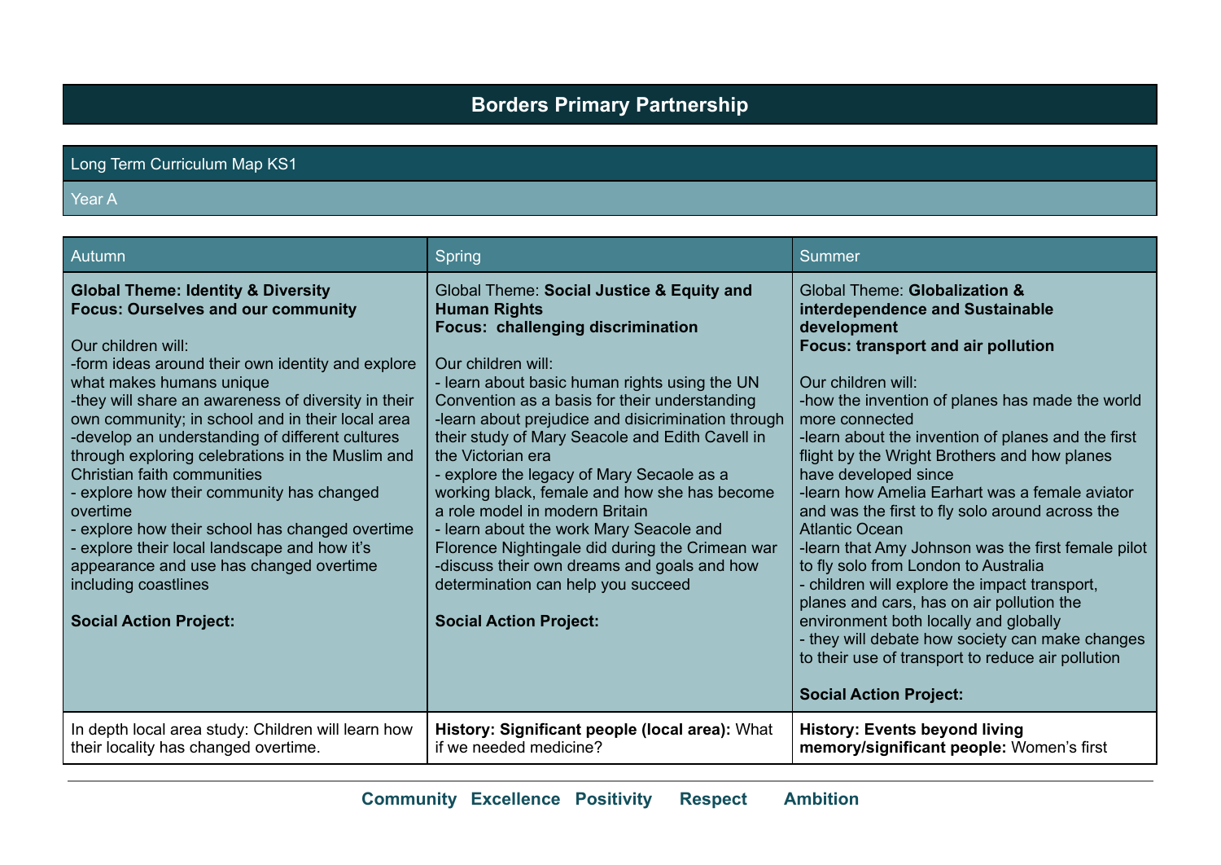# Borders Primary Partnership

## Long Term Curriculum Map KS1

### Year A

| Autumn | Spring | Summer |
|---|---|---|
| **Global Theme: Identity & Diversity**<br>**Focus: Ourselves and our community**<br><br>Our children will:<br>-form ideas around their own identity and explore what makes humans unique<br>-they will share an awareness of diversity in their own community; in school and in their local area<br>-develop an understanding of different cultures through exploring celebrations in the Muslim and Christian faith communities<br>- explore how their community has changed overtime<br>- explore how their school has changed overtime<br>- explore their local landscape and how it's appearance and use has changed overtime including coastlines<br><br>**Social Action Project:** | Global Theme: **Social Justice & Equity and Human Rights**<br>**Focus: challenging discrimination**<br><br>Our children will:<br>- learn about basic human rights using the UN Convention as a basis for their understanding<br>-learn about prejudice and disicrimination through their study of Mary Seacole and Edith Cavell in the Victorian era<br>- explore the legacy of Mary Secaole as a working black, female and how she has become a role model in modern Britain<br>- learn about the work Mary Seacole and Florence Nightingale did during the Crimean war<br>-discuss their own dreams and goals and how determination can help you succeed<br><br>**Social Action Project:** | Global Theme: **Globalization & interdependence and Sustainable development**<br>**Focus: transport and air pollution**<br><br>Our children will:<br>-how the invention of planes has made the world more connected<br>-learn about the invention of planes and the first flight by the Wright Brothers and how planes have developed since<br>-learn how Amelia Earhart was a female aviator and was the first to fly solo around across the Atlantic Ocean<br>-learn that Amy Johnson was the first female pilot to fly solo from London to Australia<br>- children will explore the impact transport, planes and cars, has on air pollution the environment both locally and globally<br>- they will debate how society can make changes to their use of transport to reduce air pollution<br><br>**Social Action Project:** |
| In depth local area study: Children will learn how their locality has changed overtime. | **History: Significant people (local area):** What if we needed medicine? | **History: Events beyond living memory/significant people:** Women's first |

**Community Excellence Positivity Respect Ambition**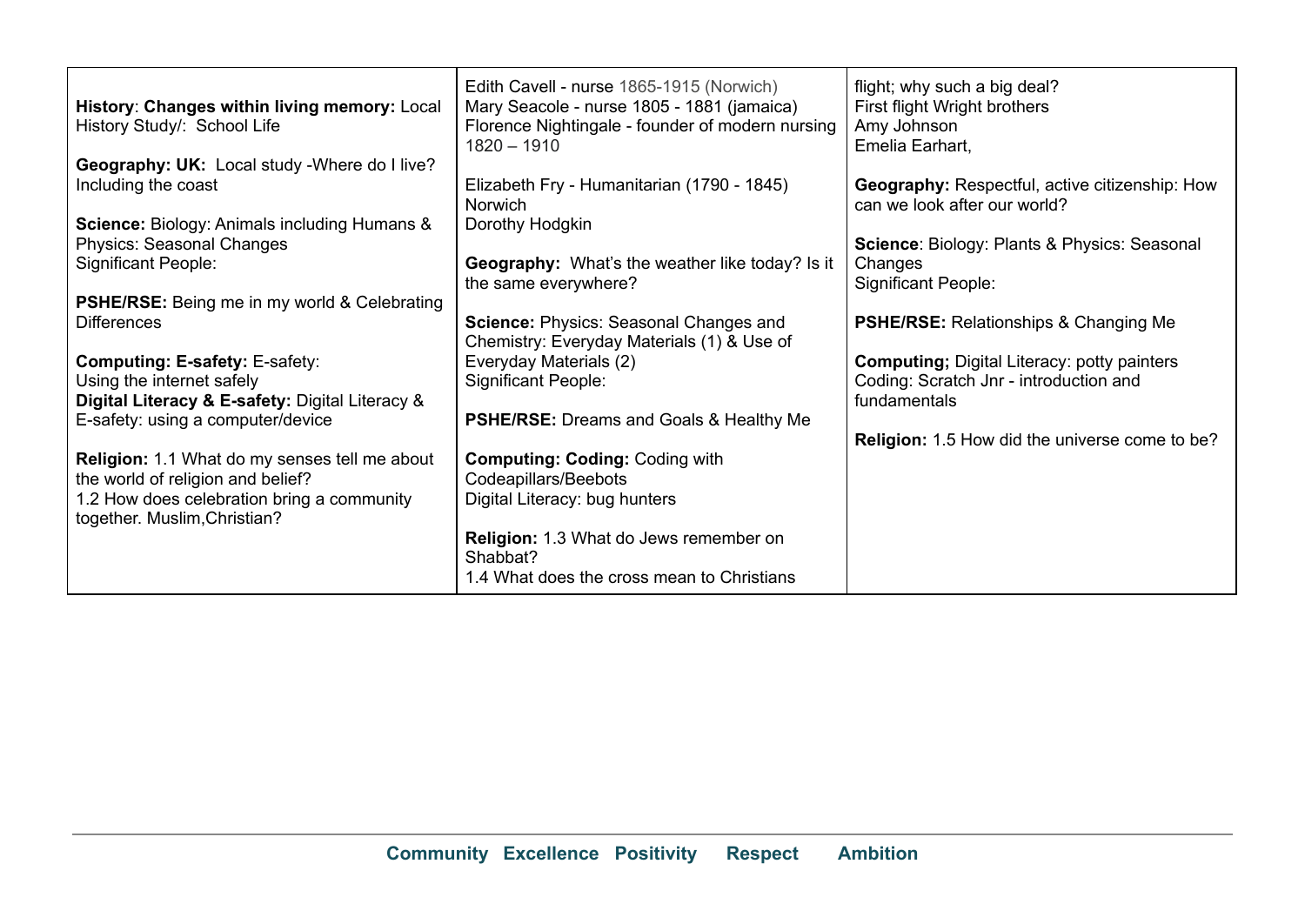| | | |
|---|---|---|
| **History**: **Changes within living memory:** Local History Study/: School Life<br><br>**Geography: UK:** Local study -Where do I live? Including the coast<br><br>**Science:** Biology: Animals including Humans & Physics: Seasonal Changes<br>Significant People:<br><br>**PSHE/RSE:** Being me in my world & Celebrating Differences<br><br>**Computing: E-safety:** E-safety:<br>Using the internet safely<br>**Digital Literacy & E-safety:** Digital Literacy & E-safety: using a computer/device<br><br>**Religion:** 1.1 What do my senses tell me about the world of religion and belief?<br>1.2 How does celebration bring a community together. Muslim,Christian? | Edith Cavell - nurse 1865-1915 (Norwich)<br>Mary Seacole - nurse 1805 - 1881 (jamaica)<br>Florence Nightingale - founder of modern nursing 1820 – 1910<br><br>Elizabeth Fry - Humanitarian (1790 - 1845) Norwich<br>Dorothy Hodgkin<br><br>**Geography:** What's the weather like today? Is it the same everywhere?<br><br>**Science:** Physics: Seasonal Changes and Chemistry: Everyday Materials (1) & Use of Everyday Materials (2)<br>Significant People:<br><br>**PSHE/RSE:** Dreams and Goals & Healthy Me<br><br>**Computing: Coding:** Coding with Codeapillars/Beebots<br>Digital Literacy: bug hunters<br><br>**Religion:** 1.3 What do Jews remember on Shabbat?<br>1.4 What does the cross mean to Christians | flight; why such a big deal?<br>First flight Wright brothers<br>Amy Johnson<br>Emelia Earhart,<br><br>**Geography:** Respectful, active citizenship: How can we look after our world?<br><br>**Science**: Biology: Plants & Physics: Seasonal Changes<br>Significant People:<br><br>**PSHE/RSE:** Relationships & Changing Me<br><br>**Computing;** Digital Literacy: potty painters<br>Coding: Scratch Jnr - introduction and fundamentals<br><br>**Religion:** 1.5 How did the universe come to be? |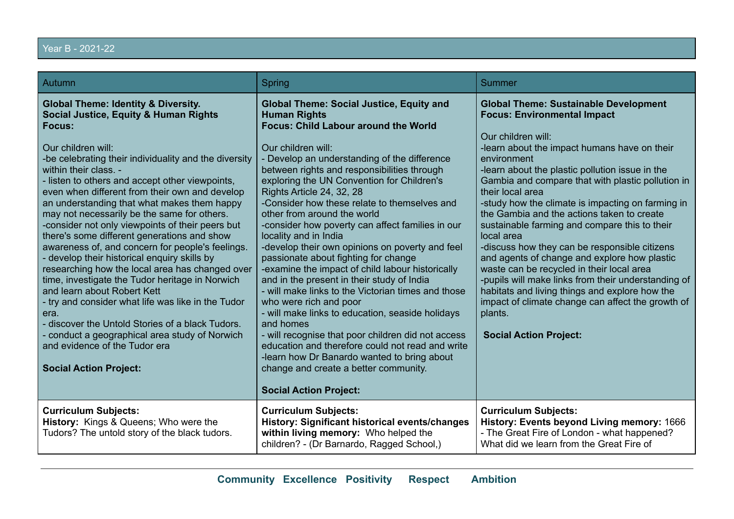## Year B - 2021-22

| Autumn | Spring | Summer |
|---|---|---|
| **Global Theme: Identity & Diversity.**<br>**Social Justice, Equity & Human Rights**<br>**Focus:**<br><br>Our children will:<br>-be celebrating their individuality and the diversity within their class. -<br>- listen to others and accept other viewpoints, even when different from their own and develop an understanding that what makes them happy may not necessarily be the same for others.<br>-consider not only viewpoints of their peers but there's some different generations and show awareness of, and concern for people's feelings.<br>- develop their historical enquiry skills by researching how the local area has changed over time, investigate the Tudor heritage in Norwich and learn about Robert Kett<br>- try and consider what life was like in the Tudor era.<br>- discover the Untold Stories of a black Tudors.<br>- conduct a geographical area study of Norwich and evidence of the Tudor era<br><br>**Social Action Project:** | **Global Theme: Social Justice, Equity and Human Rights**<br>**Focus: Child Labour around the World**<br><br>Our children will:<br>- Develop an understanding of the difference between rights and responsibilities through exploring the UN Convention for Children's Rights Article 24, 32, 28<br>-Consider how these relate to themselves and other from around the world<br>-consider how poverty can affect families in our locality and in India<br>-develop their own opinions on poverty and feel passionate about fighting for change<br>-examine the impact of child labour historically and in the present in their study of India<br>- will make links to the Victorian times and those who were rich and poor<br>- will make links to education, seaside holidays and homes<br>- will recognise that poor children did not access education and therefore could not read and write<br>-learn how Dr Banardo wanted to bring about change and create a better community.<br><br>**Social Action Project:** | **Global Theme: Sustainable Development**<br>**Focus: Environmental Impact**<br><br>Our children will:<br>-learn about the impact humans have on their environment<br>-learn about the plastic pollution issue in the Gambia and compare that with plastic pollution in their local area<br>-study how the climate is impacting on farming in the Gambia and the actions taken to create sustainable farming and compare this to their local area<br>-discuss how they can be responsible citizens and agents of change and explore how plastic waste can be recycled in their local area<br>-pupils will make links from their understanding of habitats and living things and explore how the impact of climate change can affect the growth of plants.<br><br>**Social Action Project:** |
| **Curriculum Subjects:**<br>**History:** Kings & Queens; Who were the Tudors? The untold story of the black tudors. | **Curriculum Subjects:**<br>**History: Significant historical events/changes within living memory:** Who helped the children? - (Dr Barnardo, Ragged School,) | **Curriculum Subjects:**<br>**History: Events beyond Living memory:** 1666 - The Great Fire of London - what happened? What did we learn from the Great Fire of |

**Community Excellence Positivity Respect Ambition**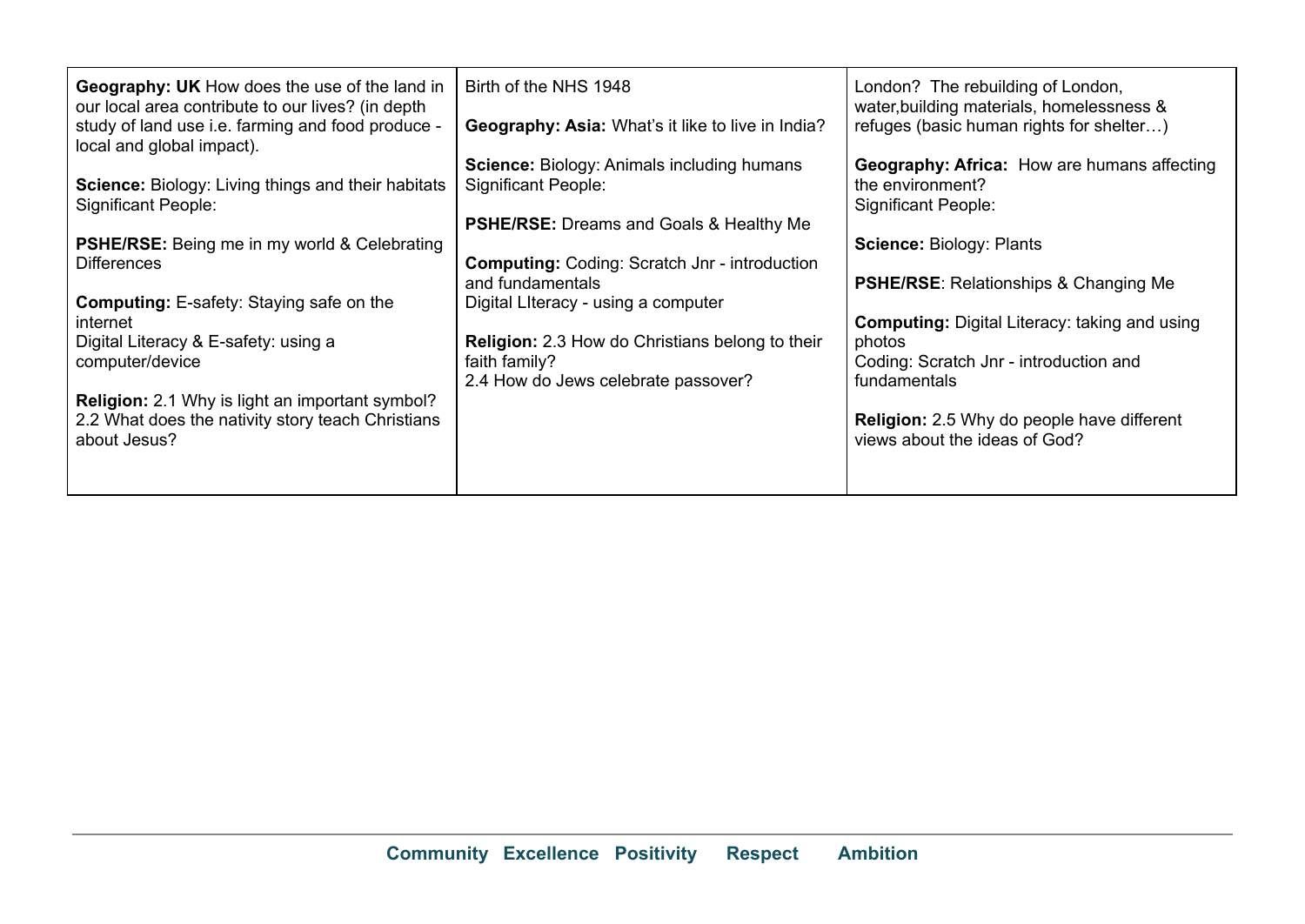| | | |
|---|---|---|
| **Geography: UK** How does the use of the land in our local area contribute to our lives? (in depth study of land use i.e. farming and food produce - local and global impact).<br><br>**Science:** Biology: Living things and their habitats<br>Significant People:<br><br>**PSHE/RSE:** Being me in my world & Celebrating Differences<br><br>**Computing:** E-safety: Staying safe on the internet<br>Digital Literacy & E-safety: using a computer/device<br><br>**Religion:** 2.1 Why is light an important symbol?<br>2.2 What does the nativity story teach Christians about Jesus? | Birth of the NHS 1948<br><br>**Geography: Asia:** What's it like to live in India?<br><br>**Science:** Biology: Animals including humans<br>Significant People:<br><br>**PSHE/RSE:** Dreams and Goals & Healthy Me<br><br>**Computing:** Coding: Scratch Jnr - introduction and fundamentals<br>Digital LIteracy - using a computer<br><br>**Religion:** 2.3 How do Christians belong to their faith family?<br>2.4 How do Jews celebrate passover? | London? The rebuilding of London, water,building materials, homelessness & refuges (basic human rights for shelter…)<br><br>**Geography: Africa:** How are humans affecting the environment?<br>Significant People:<br><br>**Science:** Biology: Plants<br><br>**PSHE/RSE**: Relationships & Changing Me<br><br>**Computing:** Digital Literacy: taking and using photos<br>Coding: Scratch Jnr - introduction and fundamentals<br><br>**Religion:** 2.5 Why do people have different views about the ideas of God? |

**Community Excellence Positivity Respect Ambition**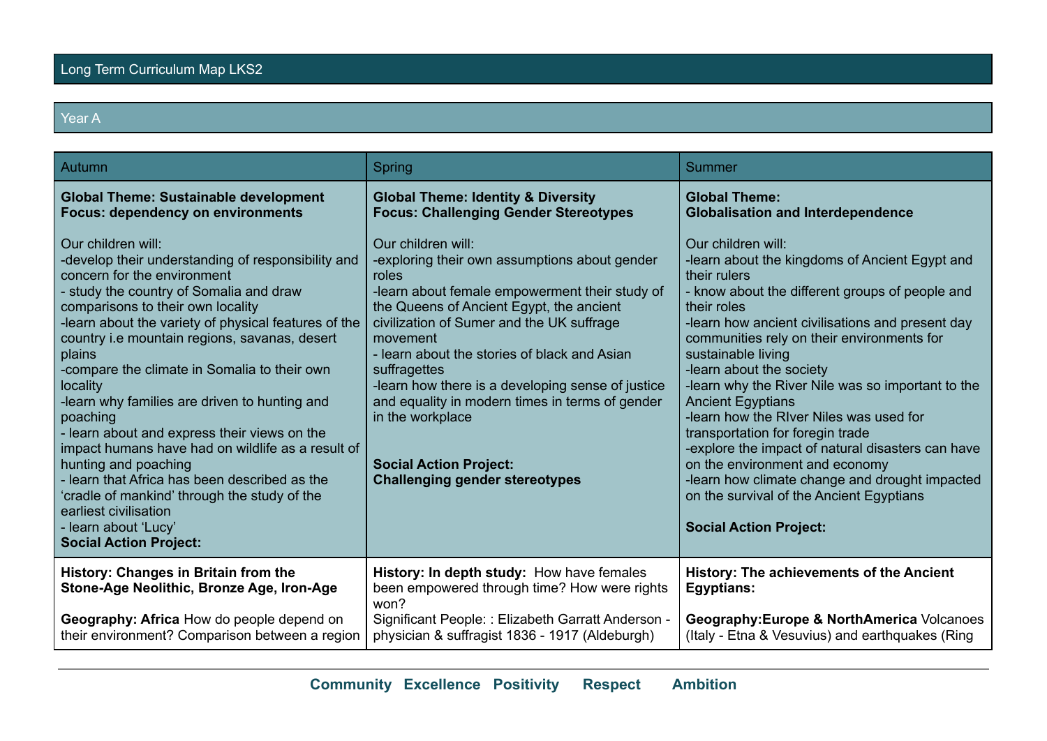# Long Term Curriculum Map LKS2

## Year A

| Autumn | Spring | Summer |
| --- | --- | --- |
| **Global Theme: Sustainable development**<br>**Focus: dependency on environments**<br><br>Our children will:<br>-develop their understanding of responsibility and concern for the environment<br>- study the country of Somalia and draw comparisons to their own locality<br>-learn about the variety of physical features of the country i.e mountain regions, savanas, desert plains<br>-compare the climate in Somalia to their own locality<br>-learn why families are driven to hunting and poaching<br>- learn about and express their views on the impact humans have had on wildlife as a result of hunting and poaching<br>- learn that Africa has been described as the 'cradle of mankind' through the study of the earliest civilisation<br>- learn about 'Lucy'<br>**Social Action Project:** | **Global Theme: Identity & Diversity**<br>**Focus: Challenging Gender Stereotypes**<br><br>Our children will:<br>-exploring their own assumptions about gender roles<br>-learn about female empowerment their study of the Queens of Ancient Egypt, the ancient civilization of Sumer and the UK suffrage movement<br>- learn about the stories of black and Asian suffragettes<br>-learn how there is a developing sense of justice and equality in modern times in terms of gender in the workplace<br><br>**Social Action Project:**<br>**Challenging gender stereotypes** | **Global Theme:**<br>**Globalisation and Interdependence**<br><br>Our children will:<br>-learn about the kingdoms of Ancient Egypt and their rulers<br>- know about the different groups of people and their roles<br>-learn how ancient civilisations and present day communities rely on their environments for sustainable living<br>-learn about the society<br>-learn why the River Nile was so important to the Ancient Egyptians<br>-learn how the RIver Niles was used for transportation for foregin trade<br>-explore the impact of natural disasters can have on the environment and economy<br>-learn how climate change and drought impacted on the survival of the Ancient Egyptians<br><br>**Social Action Project:** |
| **History: Changes in Britain from the Stone-Age Neolithic, Bronze Age, Iron-Age**<br><br>**Geography: Africa** How do people depend on their environment? Comparison between a region | **History: In depth study:** How have females been empowered through time? How were rights won?<br>Significant People: : Elizabeth Garratt Anderson - physician & suffragist 1836 - 1917 (Aldeburgh) | **History: The achievements of the Ancient Egyptians:**<br><br>**Geography:Europe & NorthAmerica** Volcanoes (Italy - Etna & Vesuvius) and earthquakes (Ring |

**Community   Excellence   Positivity   Respect   Ambition**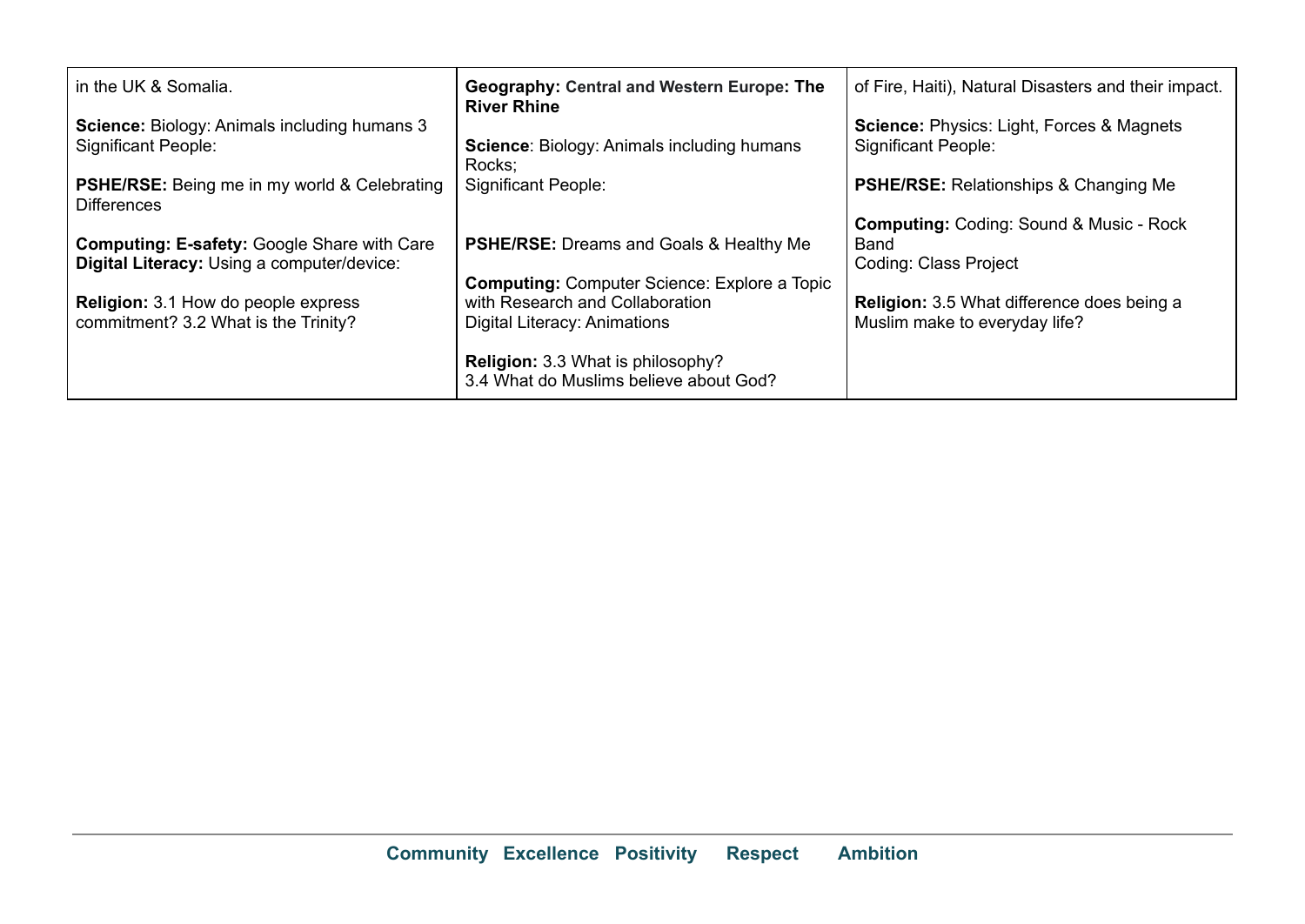| in the UK & Somalia.<br><br>**Science:** Biology: Animals including humans 3<br>Significant People:<br><br>**PSHE/RSE:** Being me in my world & Celebrating Differences<br><br>**Computing: E-safety:** Google Share with Care<br>**Digital Literacy:** Using a computer/device:<br><br>**Religion:** 3.1 How do people express commitment? 3.2 What is the Trinity? | **Geography: Central and Western Europe: The River Rhine**<br><br>**Science**: Biology: Animals including humans<br>Rocks;<br>Significant People:<br><br>**PSHE/RSE:** Dreams and Goals & Healthy Me<br><br>**Computing:** Computer Science: Explore a Topic with Research and Collaboration<br>Digital Literacy: Animations<br><br>**Religion:** 3.3 What is philosophy?<br>3.4 What do Muslims believe about God? | of Fire, Haiti), Natural Disasters and their impact.<br><br>**Science:** Physics: Light, Forces & Magnets<br>Significant People:<br><br>**PSHE/RSE:** Relationships & Changing Me<br><br>**Computing:** Coding: Sound & Music - Rock Band<br>Coding: Class Project<br><br>**Religion:** 3.5 What difference does being a Muslim make to everyday life? |
|---|---|---|

**Community Excellence Positivity Respect Ambition**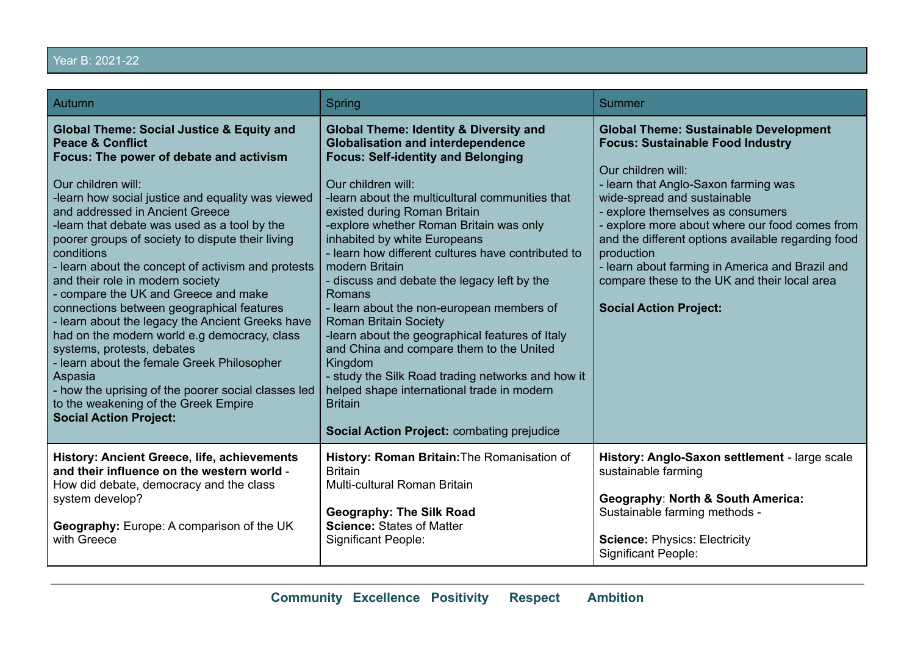## Year B: 2021-22

| Autumn | Spring | Summer |
|---|---|---|
| **Global Theme: Social Justice & Equity and Peace & Conflict**<br>**Focus: The power of debate and activism**<br><br>Our children will:<br>-learn how social justice and equality was viewed and addressed in Ancient Greece<br>-learn that debate was used as a tool by the poorer groups of society to dispute their living conditions<br>- learn about the concept of activism and protests and their role in modern society<br>- compare the UK and Greece and make connections between geographical features<br>- learn about the legacy the Ancient Greeks have had on the modern world e.g democracy, class systems, protests, debates<br>- learn about the female Greek Philosopher Aspasia<br>- how the uprising of the poorer social classes led to the weakening of the Greek Empire<br>**Social Action Project:** | **Global Theme: Identity & Diversity and Globalisation and interdependence**<br>**Focus: Self-identity and Belonging**<br><br>Our children will:<br>-learn about the multicultural communities that existed during Roman Britain<br>-explore whether Roman Britain was only inhabited by white Europeans<br>- learn how different cultures have contributed to modern Britain<br>- discuss and debate the legacy left by the Romans<br>- learn about the non-european members of Roman Britain Society<br>-learn about the geographical features of Italy and China and compare them to the United Kingdom<br>- study the Silk Road trading networks and how it helped shape international trade in modern Britain<br><br>**Social Action Project:** combating prejudice | **Global Theme: Sustainable Development**<br>**Focus: Sustainable Food Industry**<br><br>Our children will:<br>- learn that Anglo-Saxon farming was wide-spread and sustainable<br>- explore themselves as consumers<br>- explore more about where our food comes from and the different options available regarding food production<br>- learn about farming in America and Brazil and compare these to the UK and their local area<br><br>**Social Action Project:** |
| **History: Ancient Greece, life, achievements and their influence on the western world** - How did debate, democracy and the class system develop?<br><br>**Geography:** Europe: A comparison of the UK with Greece | **History: Roman Britain:** The Romanisation of Britain<br>Multi-cultural Roman Britain<br><br>**Geography: The Silk Road**<br>**Science:** States of Matter<br>Significant People: | **History: Anglo-Saxon settlement** - large scale sustainable farming<br><br>**Geography**: **North & South America:** Sustainable farming methods -<br><br>**Science:** Physics: Electricity<br>Significant People: |

**Community Excellence Positivity Respect Ambition**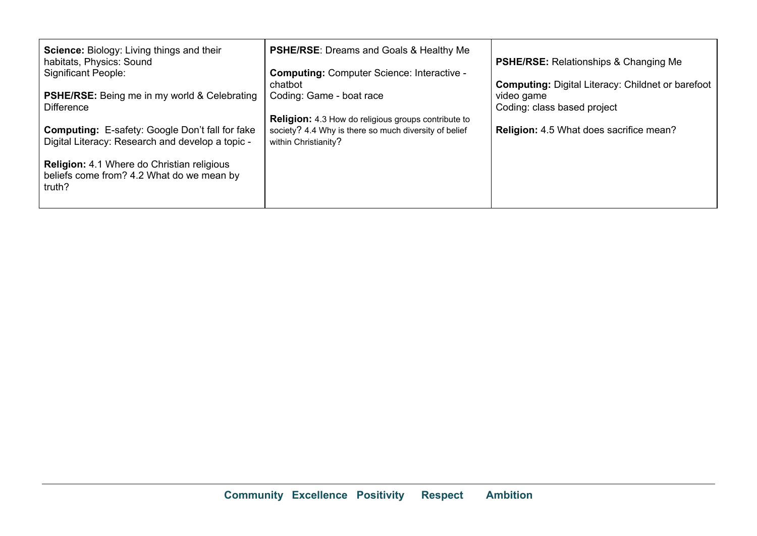| **Science:** Biology: Living things and their habitats, Physics: Sound<br>Significant People:<br><br>**PSHE/RSE:** Being me in my world & Celebrating Difference<br><br>**Computing:** E-safety: Google Don't fall for fake<br>Digital Literacy: Research and develop a topic -<br><br>**Religion:** 4.1 Where do Christian religious beliefs come from? 4.2 What do we mean by truth? | **PSHE/RSE**: Dreams and Goals & Healthy Me<br><br>**Computing:** Computer Science: Interactive - chatbot<br>Coding: Game - boat race<br><br>**Religion:** 4.3 How do religious groups contribute to society? 4.4 Why is there so much diversity of belief within Christianity? | **PSHE/RSE:** Relationships & Changing Me<br><br>**Computing:** Digital Literacy: Childnet or barefoot video game<br>Coding: class based project<br><br>**Religion:** 4.5 What does sacrifice mean? |
|---|---|---|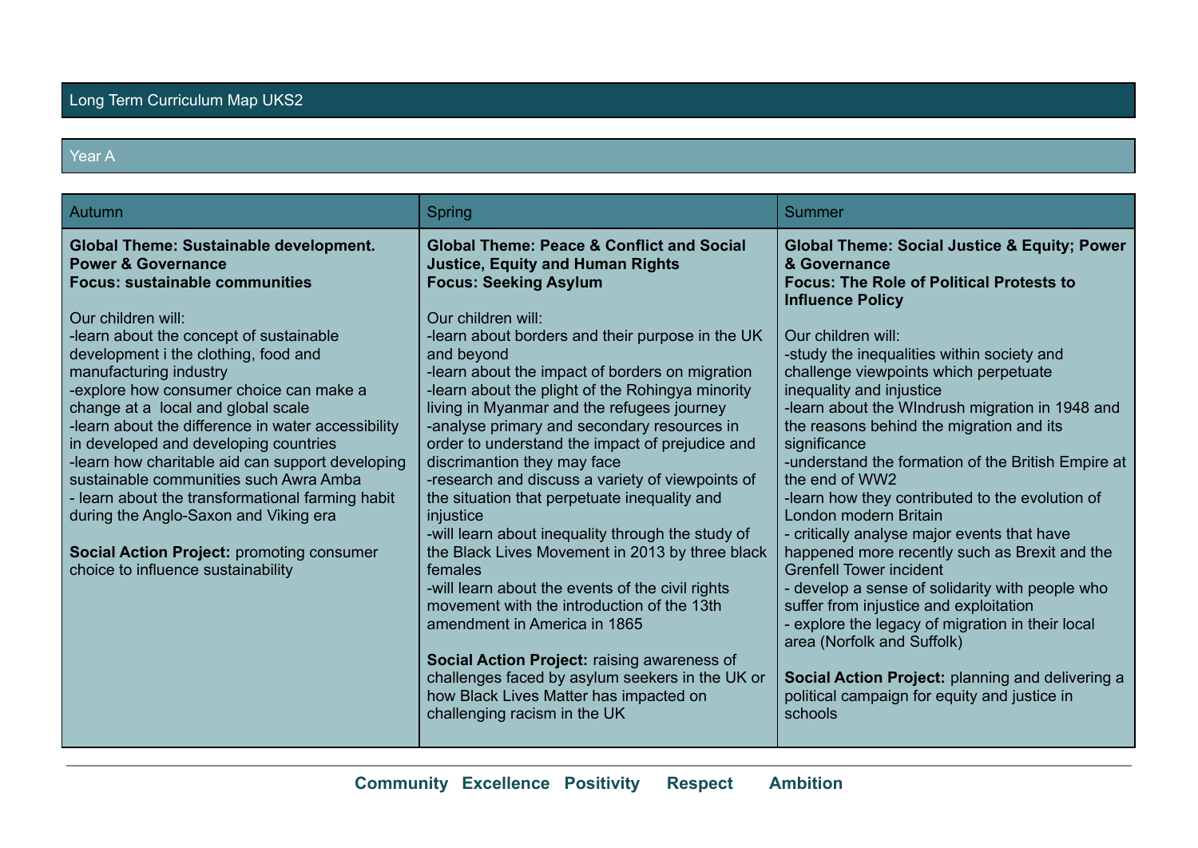## Long Term Curriculum Map UKS2

### Year A

| Autumn | Spring | Summer |
|---|---|---|
| **Global Theme: Sustainable development. Power & Governance**<br>**Focus: sustainable communities**<br><br>Our children will:<br>-learn about the concept of sustainable development i the clothing, food and manufacturing industry<br>-explore how consumer choice can make a change at a local and global scale<br>-learn about the difference in water accessibility in developed and developing countries<br>-learn how charitable aid can support developing sustainable communities such Awra Amba<br>- learn about the transformational farming habit during the Anglo-Saxon and Viking era<br><br>**Social Action Project:** promoting consumer choice to influence sustainability | **Global Theme: Peace & Conflict and Social Justice, Equity and Human Rights**<br>**Focus: Seeking Asylum**<br><br>Our children will:<br>-learn about borders and their purpose in the UK and beyond<br>-learn about the impact of borders on migration<br>-learn about the plight of the Rohingya minority living in Myanmar and the refugees journey<br>-analyse primary and secondary resources in order to understand the impact of prejudice and discrimantion they may face<br>-research and discuss a variety of viewpoints of the situation that perpetuate inequality and injustice<br>-will learn about inequality through the study of the Black Lives Movement in 2013 by three black females<br>-will learn about the events of the civil rights movement with the introduction of the 13th amendment in America in 1865<br><br>**Social Action Project:** raising awareness of challenges faced by asylum seekers in the UK or how Black Lives Matter has impacted on challenging racism in the UK | **Global Theme: Social Justice & Equity; Power & Governance**<br>**Focus: The Role of Political Protests to Influence Policy**<br><br>Our children will:<br>-study the inequalities within society and challenge viewpoints which perpetuate inequality and injustice<br>-learn about the WIndrush migration in 1948 and the reasons behind the migration and its significance<br>-understand the formation of the British Empire at the end of WW2<br>-learn how they contributed to the evolution of London modern Britain<br>- critically analyse major events that have happened more recently such as Brexit and the Grenfell Tower incident<br>- develop a sense of solidarity with people who suffer from injustice and exploitation<br>- explore the legacy of migration in their local area (Norfolk and Suffolk)<br><br>**Social Action Project:** planning and delivering a political campaign for equity and justice in schools |

**Community Excellence Positivity Respect Ambition**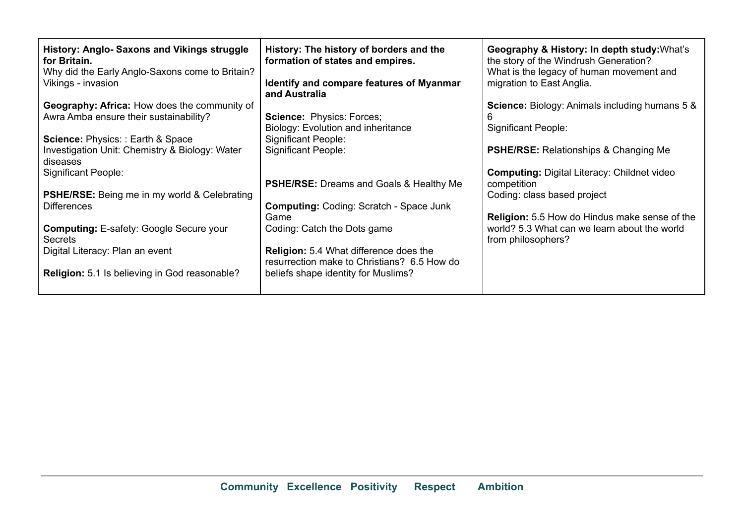| **History: Anglo- Saxons and Vikings struggle for Britain.**<br>Why did the Early Anglo-Saxons come to Britain?<br>Vikings - invasion<br><br>**Geography: Africa:** How does the community of Awra Amba ensure their sustainability?<br><br>**Science:** Physics: : Earth & Space<br>Investigation Unit: Chemistry & Biology: Water diseases<br>Significant People:<br><br>**PSHE/RSE:** Being me in my world & Celebrating Differences<br><br>**Computing:** E-safety: Google Secure your Secrets<br>Digital Literacy: Plan an event<br><br>**Religion:** 5.1 Is believing in God reasonable? | **History: The history of borders and the formation of states and empires.**<br><br>**Identify and compare features of Myanmar and Australia**<br><br>**Science:** Physics: Forces;<br>Biology: Evolution and inheritance<br>Significant People:<br>Significant People:<br><br>**PSHE/RSE:** Dreams and Goals & Healthy Me<br><br>**Computing:** Coding: Scratch - Space Junk Game<br>Coding: Catch the Dots game<br><br>**Religion:** 5.4 What difference does the resurrection make to Christians? 6.5 How do beliefs shape identity for Muslims? | **Geography & History: In depth study:** What's the story of the Windrush Generation?<br>What is the legacy of human movement and migration to East Anglia.<br><br>**Science:** Biology: Animals including humans 5 & 6<br>Significant People:<br><br>**PSHE/RSE:** Relationships & Changing Me<br><br>**Computing:** Digital Literacy: Childnet video competition<br>Coding: class based project<br><br>**Religion:** 5.5 How do Hindus make sense of the world? 5.3 What can we learn about the world from philosophers? |
|---|---|---|

**Community Excellence Positivity Respect Ambition**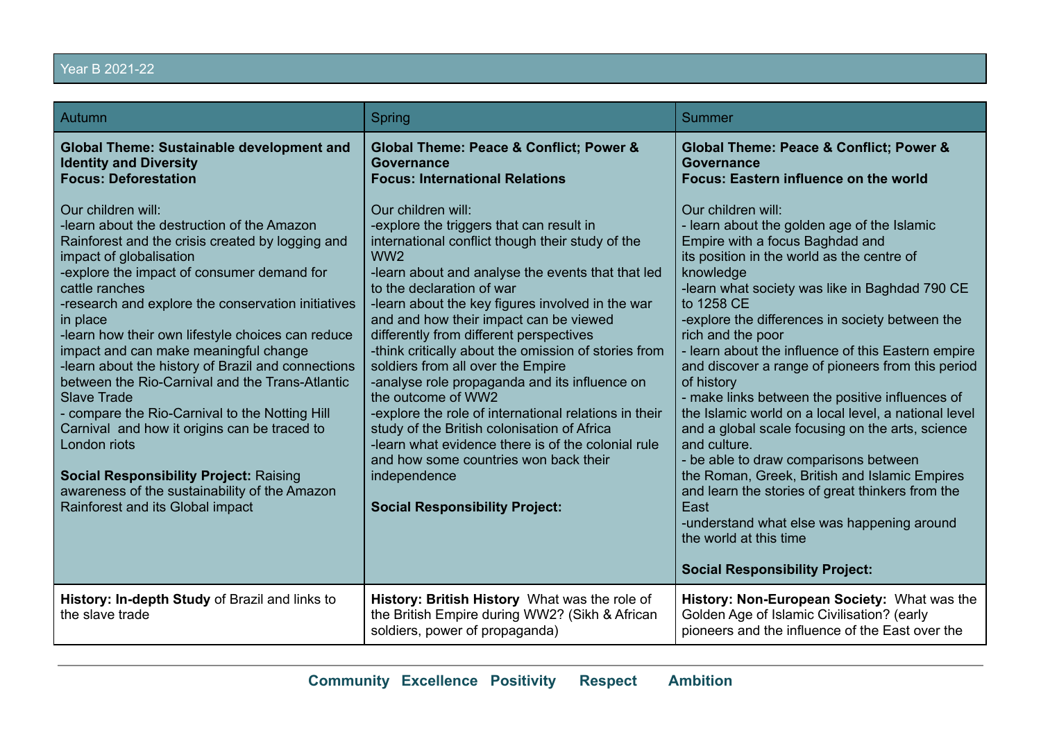| Year B 2021-22 | | |
|---|---|---|
| Autumn | Spring | Summer |
| **Global Theme: Sustainable development and Identity and Diversity**<br>**Focus: Deforestation**<br><br>Our children will:<br>-learn about the destruction of the Amazon Rainforest and the crisis created by logging and impact of globalisation<br>-explore the impact of consumer demand for cattle ranches<br>-research and explore the conservation initiatives in place<br>-learn how their own lifestyle choices can reduce impact and can make meaningful change<br>-learn about the history of Brazil and connections between the Rio-Carnival and the Trans-Atlantic Slave Trade<br>- compare the Rio-Carnival to the Notting Hill Carnival and how it origins can be traced to London riots<br><br>**Social Responsibility Project:** Raising awareness of the sustainability of the Amazon Rainforest and its Global impact | **Global Theme: Peace & Conflict; Power & Governance**<br>**Focus: International Relations**<br><br>Our children will:<br>-explore the triggers that can result in international conflict though their study of the WW2<br>-learn about and analyse the events that that led to the declaration of war<br>-learn about the key figures involved in the war and and how their impact can be viewed differently from different perspectives<br>-think critically about the omission of stories from soldiers from all over the Empire<br>-analyse role propaganda and its influence on the outcome of WW2<br>-explore the role of international relations in their study of the British colonisation of Africa<br>-learn what evidence there is of the colonial rule and how some countries won back their independence<br><br>**Social Responsibility Project:** | **Global Theme: Peace & Conflict; Power & Governance**<br>**Focus: Eastern influence on the world**<br><br>Our children will:<br>- learn about the golden age of the Islamic Empire with a focus Baghdad and its position in the world as the centre of knowledge<br>-learn what society was like in Baghdad 790 CE to 1258 CE<br>-explore the differences in society between the rich and the poor<br>- learn about the influence of this Eastern empire and discover a range of pioneers from this period of history<br>- make links between the positive influences of the Islamic world on a local level, a national level and a global scale focusing on the arts, science and culture.<br>- be able to draw comparisons between the Roman, Greek, British and Islamic Empires and learn the stories of great thinkers from the East<br>-understand what else was happening around the world at this time<br><br>**Social Responsibility Project:** |
| **History: In-depth Study** of Brazil and links to the slave trade | **History: British History** What was the role of the British Empire during WW2? (Sikh & African soldiers, power of propaganda) | **History: Non-European Society:** What was the Golden Age of Islamic Civilisation? (early pioneers and the influence of the East over the |

**Community Excellence Positivity Respect Ambition**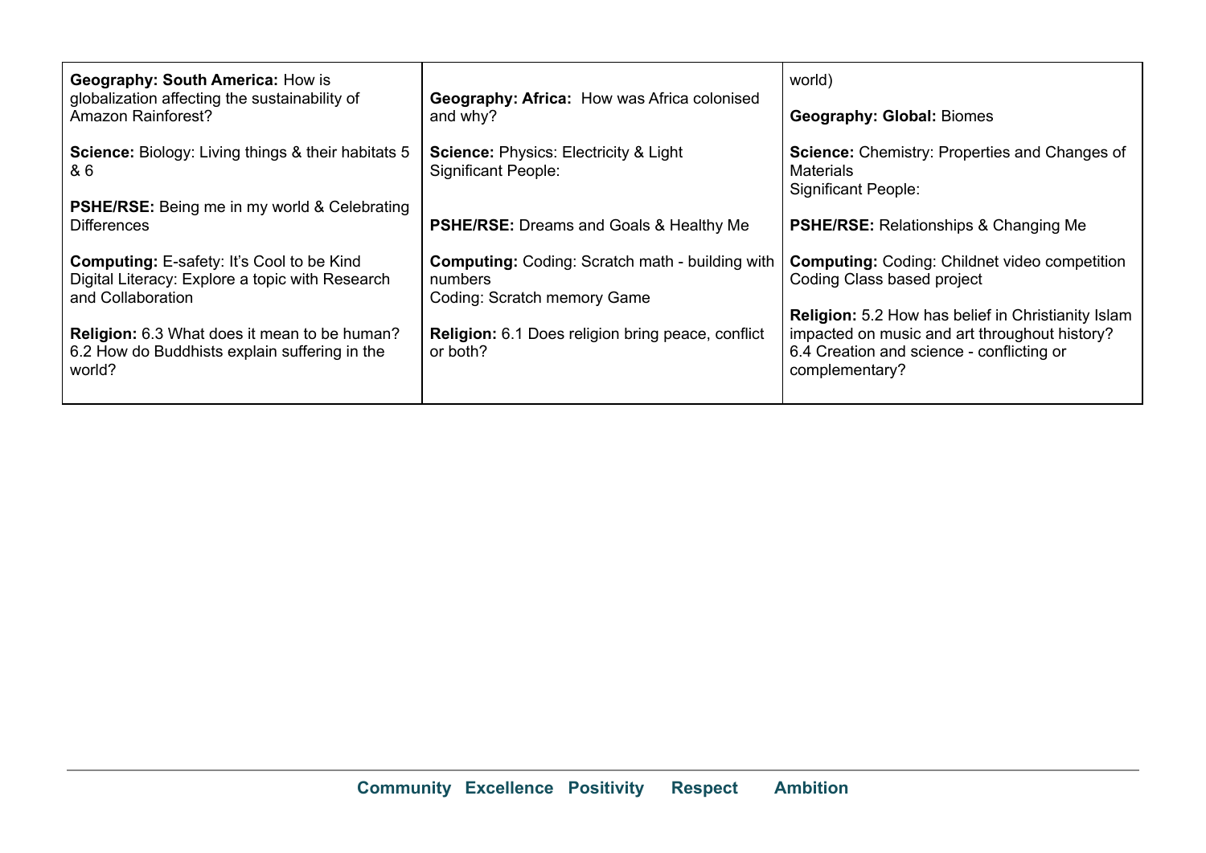| | | |
|---|---|---|
| **Geography: South America:** How is globalization affecting the sustainability of Amazon Rainforest?<br><br>**Science:** Biology: Living things & their habitats 5 & 6<br><br>**PSHE/RSE:** Being me in my world & Celebrating Differences<br><br>**Computing:** E-safety: It's Cool to be Kind<br>Digital Literacy: Explore a topic with Research and Collaboration<br><br>**Religion:** 6.3 What does it mean to be human?<br>6.2 How do Buddhists explain suffering in the world? | **Geography: Africa:** How was Africa colonised and why?<br><br>**Science:** Physics: Electricity & Light<br>Significant People:<br><br>**PSHE/RSE:** Dreams and Goals & Healthy Me<br><br>**Computing:** Coding: Scratch math - building with numbers<br>Coding: Scratch memory Game<br><br>**Religion:** 6.1 Does religion bring peace, conflict or both? | world)<br><br>**Geography: Global:** Biomes<br><br>**Science:** Chemistry: Properties and Changes of Materials<br>Significant People:<br><br>**PSHE/RSE:** Relationships & Changing Me<br><br>**Computing:** Coding: Childnet video competition<br>Coding Class based project<br><br>**Religion:** 5.2 How has belief in Christianity Islam impacted on music and art throughout history?<br>6.4 Creation and science - conflicting or complementary? |

**Community Excellence Positivity Respect Ambition**